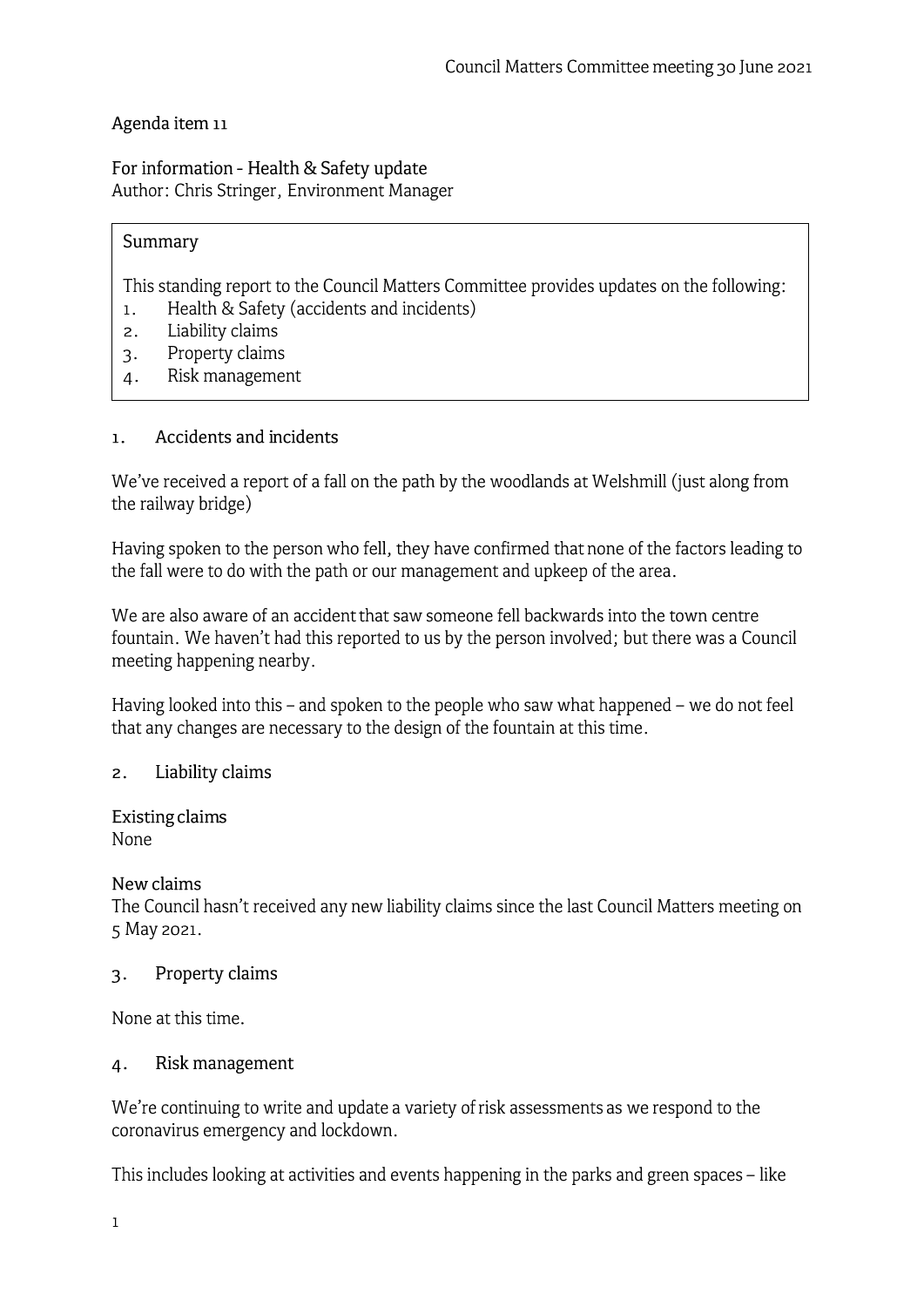Council Matters Committee meeting 30 June 2021

Agenda item 11

For information - Health & Safety update
Author: Chris Stringer, Environment Manager

**Summary**

This standing report to the Council Matters Committee provides updates on the following:

1. Health & Safety (accidents and incidents)
2. Liability claims
3. Property claims
4. Risk management

## 1. Accidents and incidents

We've received a report of a fall on the path by the woodlands at Welshmill (just along from the railway bridge)

Having spoken to the person who fell, they have confirmed that none of the factors leading to the fall were to do with the path or our management and upkeep of the area.

We are also aware of an accident that saw someone fell backwards into the town centre fountain. We haven't had this reported to us by the person involved; but there was a Council meeting happening nearby.

Having looked into this – and spoken to the people who saw what happened – we do not feel that any changes are necessary to the design of the fountain at this time.

## 2. Liability claims

**Existing claims**
None

**New claims**
The Council hasn't received any new liability claims since the last Council Matters meeting on 5 May 2021.

## 3. Property claims

None at this time.

## 4. Risk management

We're continuing to write and update a variety of risk assessments as we respond to the coronavirus emergency and lockdown.

This includes looking at activities and events happening in the parks and green spaces – like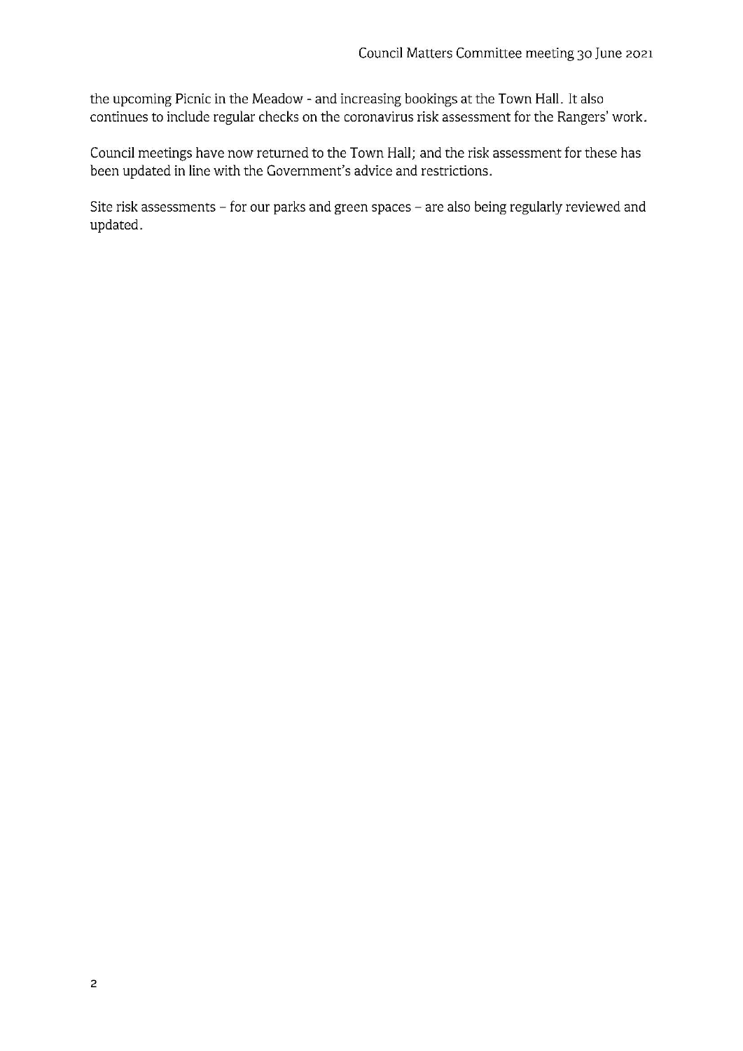the upcoming Picnic in the Meadow - and increasing bookings at the Town Hall. It also continues to include regular checks on the coronavirus risk assessment for the Rangers' work.

Council meetings have now returned to the Town Hall; and the risk assessment for these has been updated in line with the Government's advice and restrictions.

Site risk assessments – for our parks and green spaces – are also being regularly reviewed and updated.